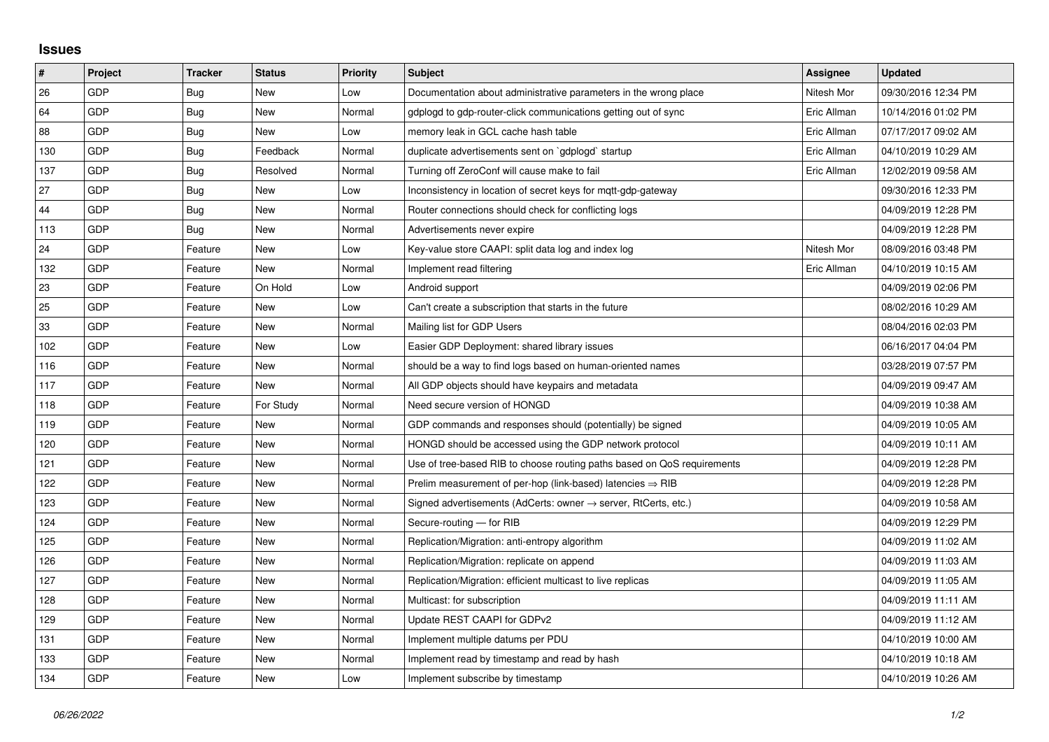## Issues

| # | Project | Tracker | Status | Priority | Subject | Assignee | Updated |
|---|---|---|---|---|---|---|---|
| 26 | GDP | Bug | New | Low | Documentation about administrative parameters in the wrong place | Nitesh Mor | 09/30/2016 12:34 PM |
| 64 | GDP | Bug | New | Normal | gdplogd to gdp-router-click communications getting out of sync | Eric Allman | 10/14/2016 01:02 PM |
| 88 | GDP | Bug | New | Low | memory leak in GCL cache hash table | Eric Allman | 07/17/2017 09:02 AM |
| 130 | GDP | Bug | Feedback | Normal | duplicate advertisements sent on `gdplogd` startup | Eric Allman | 04/10/2019 10:29 AM |
| 137 | GDP | Bug | Resolved | Normal | Turning off ZeroConf will cause make to fail | Eric Allman | 12/02/2019 09:58 AM |
| 27 | GDP | Bug | New | Low | Inconsistency in location of secret keys for mqtt-gdp-gateway | | 09/30/2016 12:33 PM |
| 44 | GDP | Bug | New | Normal | Router connections should check for conflicting logs | | 04/09/2019 12:28 PM |
| 113 | GDP | Bug | New | Normal | Advertisements never expire | | 04/09/2019 12:28 PM |
| 24 | GDP | Feature | New | Low | Key-value store CAAPI: split data log and index log | Nitesh Mor | 08/09/2016 03:48 PM |
| 132 | GDP | Feature | New | Normal | Implement read filtering | Eric Allman | 04/10/2019 10:15 AM |
| 23 | GDP | Feature | On Hold | Low | Android support | | 04/09/2019 02:06 PM |
| 25 | GDP | Feature | New | Low | Can't create a subscription that starts in the future | | 08/02/2016 10:29 AM |
| 33 | GDP | Feature | New | Normal | Mailing list for GDP Users | | 08/04/2016 02:03 PM |
| 102 | GDP | Feature | New | Low | Easier GDP Deployment: shared library issues | | 06/16/2017 04:04 PM |
| 116 | GDP | Feature | New | Normal | should be a way to find logs based on human-oriented names | | 03/28/2019 07:57 PM |
| 117 | GDP | Feature | New | Normal | All GDP objects should have keypairs and metadata | | 04/09/2019 09:47 AM |
| 118 | GDP | Feature | For Study | Normal | Need secure version of HONGD | | 04/09/2019 10:38 AM |
| 119 | GDP | Feature | New | Normal | GDP commands and responses should (potentially) be signed | | 04/09/2019 10:05 AM |
| 120 | GDP | Feature | New | Normal | HONGD should be accessed using the GDP network protocol | | 04/09/2019 10:11 AM |
| 121 | GDP | Feature | New | Normal | Use of tree-based RIB to choose routing paths based on QoS requirements | | 04/09/2019 12:28 PM |
| 122 | GDP | Feature | New | Normal | Prelim measurement of per-hop (link-based) latencies ⇒ RIB | | 04/09/2019 12:28 PM |
| 123 | GDP | Feature | New | Normal | Signed advertisements (AdCerts: owner → server, RtCerts, etc.) | | 04/09/2019 10:58 AM |
| 124 | GDP | Feature | New | Normal | Secure-routing — for RIB | | 04/09/2019 12:29 PM |
| 125 | GDP | Feature | New | Normal | Replication/Migration: anti-entropy algorithm | | 04/09/2019 11:02 AM |
| 126 | GDP | Feature | New | Normal | Replication/Migration: replicate on append | | 04/09/2019 11:03 AM |
| 127 | GDP | Feature | New | Normal | Replication/Migration: efficient multicast to live replicas | | 04/09/2019 11:05 AM |
| 128 | GDP | Feature | New | Normal | Multicast: for subscription | | 04/09/2019 11:11 AM |
| 129 | GDP | Feature | New | Normal | Update REST CAAPI for GDPv2 | | 04/09/2019 11:12 AM |
| 131 | GDP | Feature | New | Normal | Implement multiple datums per PDU | | 04/10/2019 10:00 AM |
| 133 | GDP | Feature | New | Normal | Implement read by timestamp and read by hash | | 04/10/2019 10:18 AM |
| 134 | GDP | Feature | New | Low | Implement subscribe by timestamp | | 04/10/2019 10:26 AM |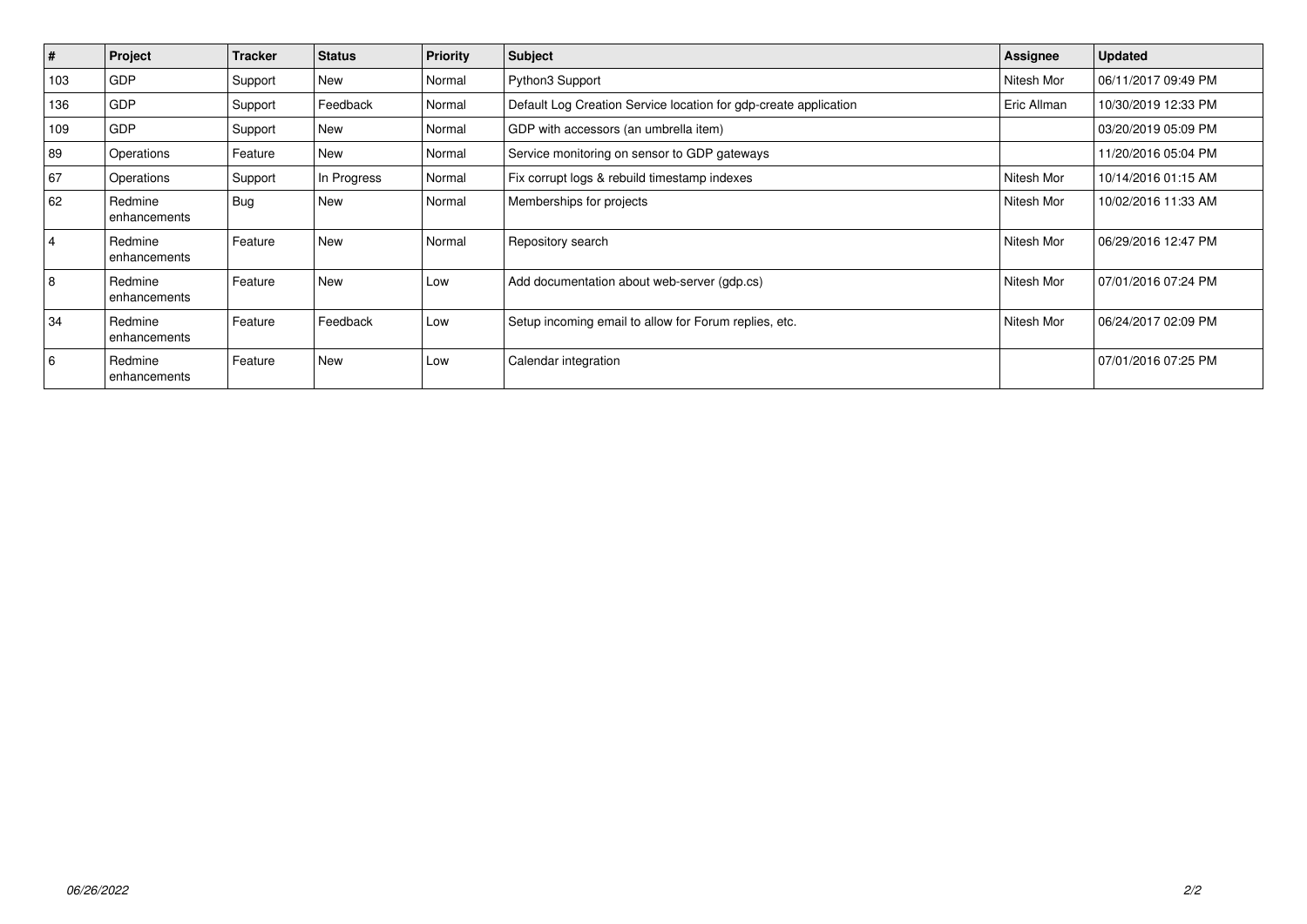| # | Project | Tracker | Status | Priority | Subject | Assignee | Updated |
|---|---|---|---|---|---|---|---|
| 103 | GDP | Support | New | Normal | Python3 Support | Nitesh Mor | 06/11/2017 09:49 PM |
| 136 | GDP | Support | Feedback | Normal | Default Log Creation Service location for gdp-create application | Eric Allman | 10/30/2019 12:33 PM |
| 109 | GDP | Support | New | Normal | GDP with accessors (an umbrella item) | | 03/20/2019 05:09 PM |
| 89 | Operations | Feature | New | Normal | Service monitoring on sensor to GDP gateways | | 11/20/2016 05:04 PM |
| 67 | Operations | Support | In Progress | Normal | Fix corrupt logs & rebuild timestamp indexes | Nitesh Mor | 10/14/2016 01:15 AM |
| 62 | Redmine enhancements | Bug | New | Normal | Memberships for projects | Nitesh Mor | 10/02/2016 11:33 AM |
| 4 | Redmine enhancements | Feature | New | Normal | Repository search | Nitesh Mor | 06/29/2016 12:47 PM |
| 8 | Redmine enhancements | Feature | New | Low | Add documentation about web-server (gdp.cs) | Nitesh Mor | 07/01/2016 07:24 PM |
| 34 | Redmine enhancements | Feature | Feedback | Low | Setup incoming email to allow for Forum replies, etc. | Nitesh Mor | 06/24/2017 02:09 PM |
| 6 | Redmine enhancements | Feature | New | Low | Calendar integration | | 07/01/2016 07:25 PM |